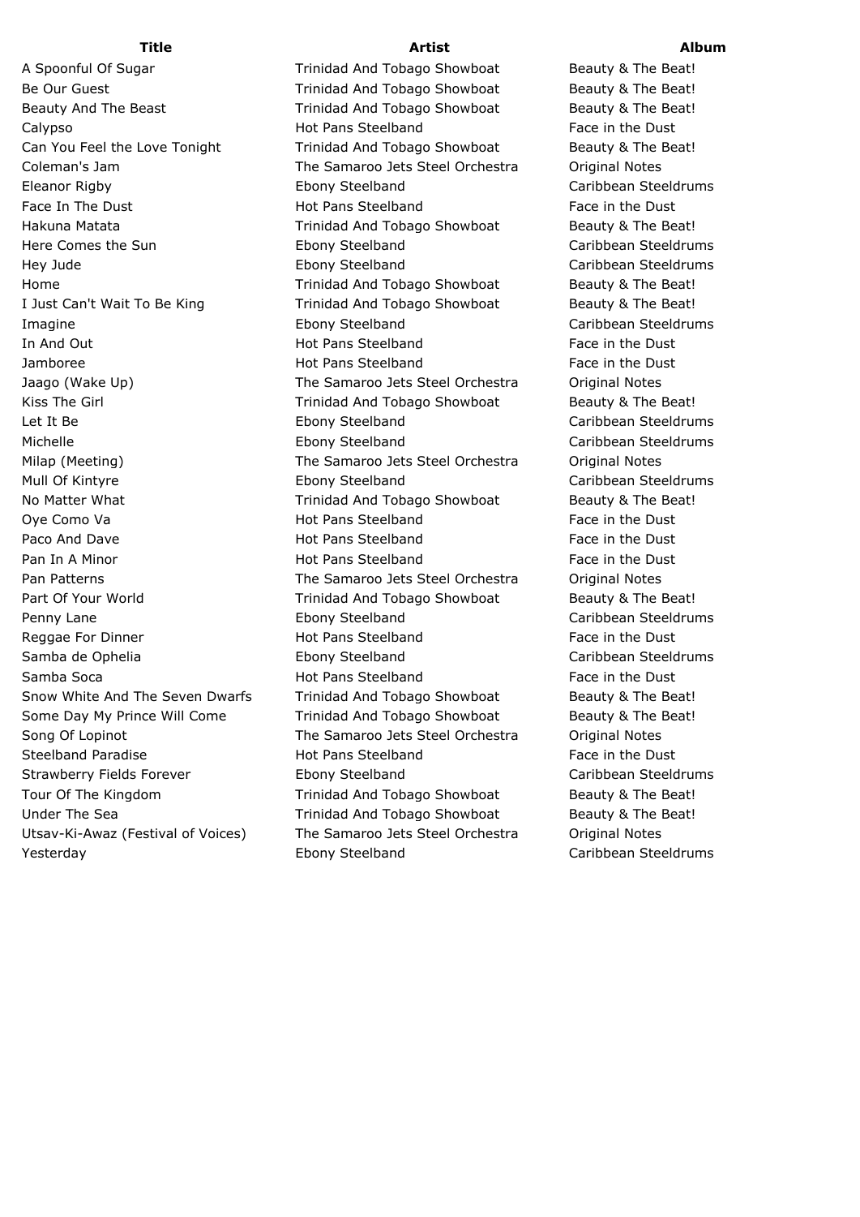| Title | Artist | Album |
|---|---|---|
| A Spoonful Of Sugar | Trinidad And Tobago Showboat | Beauty & The Beat! |
| Be Our Guest | Trinidad And Tobago Showboat | Beauty & The Beat! |
| Beauty And The Beast | Trinidad And Tobago Showboat | Beauty & The Beat! |
| Calypso | Hot Pans Steelband | Face in the Dust |
| Can You Feel the Love Tonight | Trinidad And Tobago Showboat | Beauty & The Beat! |
| Coleman's Jam | The Samaroo Jets Steel Orchestra | Original Notes |
| Eleanor Rigby | Ebony Steelband | Caribbean Steeldrums |
| Face In The Dust | Hot Pans Steelband | Face in the Dust |
| Hakuna Matata | Trinidad And Tobago Showboat | Beauty & The Beat! |
| Here Comes the Sun | Ebony Steelband | Caribbean Steeldrums |
| Hey Jude | Ebony Steelband | Caribbean Steeldrums |
| Home | Trinidad And Tobago Showboat | Beauty & The Beat! |
| I Just Can't Wait To Be King | Trinidad And Tobago Showboat | Beauty & The Beat! |
| Imagine | Ebony Steelband | Caribbean Steeldrums |
| In And Out | Hot Pans Steelband | Face in the Dust |
| Jamboree | Hot Pans Steelband | Face in the Dust |
| Jaago (Wake Up) | The Samaroo Jets Steel Orchestra | Original Notes |
| Kiss The Girl | Trinidad And Tobago Showboat | Beauty & The Beat! |
| Let It Be | Ebony Steelband | Caribbean Steeldrums |
| Michelle | Ebony Steelband | Caribbean Steeldrums |
| Milap (Meeting) | The Samaroo Jets Steel Orchestra | Original Notes |
| Mull Of Kintyre | Ebony Steelband | Caribbean Steeldrums |
| No Matter What | Trinidad And Tobago Showboat | Beauty & The Beat! |
| Oye Como Va | Hot Pans Steelband | Face in the Dust |
| Paco And Dave | Hot Pans Steelband | Face in the Dust |
| Pan In A Minor | Hot Pans Steelband | Face in the Dust |
| Pan Patterns | The Samaroo Jets Steel Orchestra | Original Notes |
| Part Of Your World | Trinidad And Tobago Showboat | Beauty & The Beat! |
| Penny Lane | Ebony Steelband | Caribbean Steeldrums |
| Reggae For Dinner | Hot Pans Steelband | Face in the Dust |
| Samba de Ophelia | Ebony Steelband | Caribbean Steeldrums |
| Samba Soca | Hot Pans Steelband | Face in the Dust |
| Snow White And The Seven Dwarfs | Trinidad And Tobago Showboat | Beauty & The Beat! |
| Some Day My Prince Will Come | Trinidad And Tobago Showboat | Beauty & The Beat! |
| Song Of Lopinot | The Samaroo Jets Steel Orchestra | Original Notes |
| Steelband Paradise | Hot Pans Steelband | Face in the Dust |
| Strawberry Fields Forever | Ebony Steelband | Caribbean Steeldrums |
| Tour Of The Kingdom | Trinidad And Tobago Showboat | Beauty & The Beat! |
| Under The Sea | Trinidad And Tobago Showboat | Beauty & The Beat! |
| Utsav-Ki-Awaz (Festival of Voices) | The Samaroo Jets Steel Orchestra | Original Notes |
| Yesterday | Ebony Steelband | Caribbean Steeldrums |